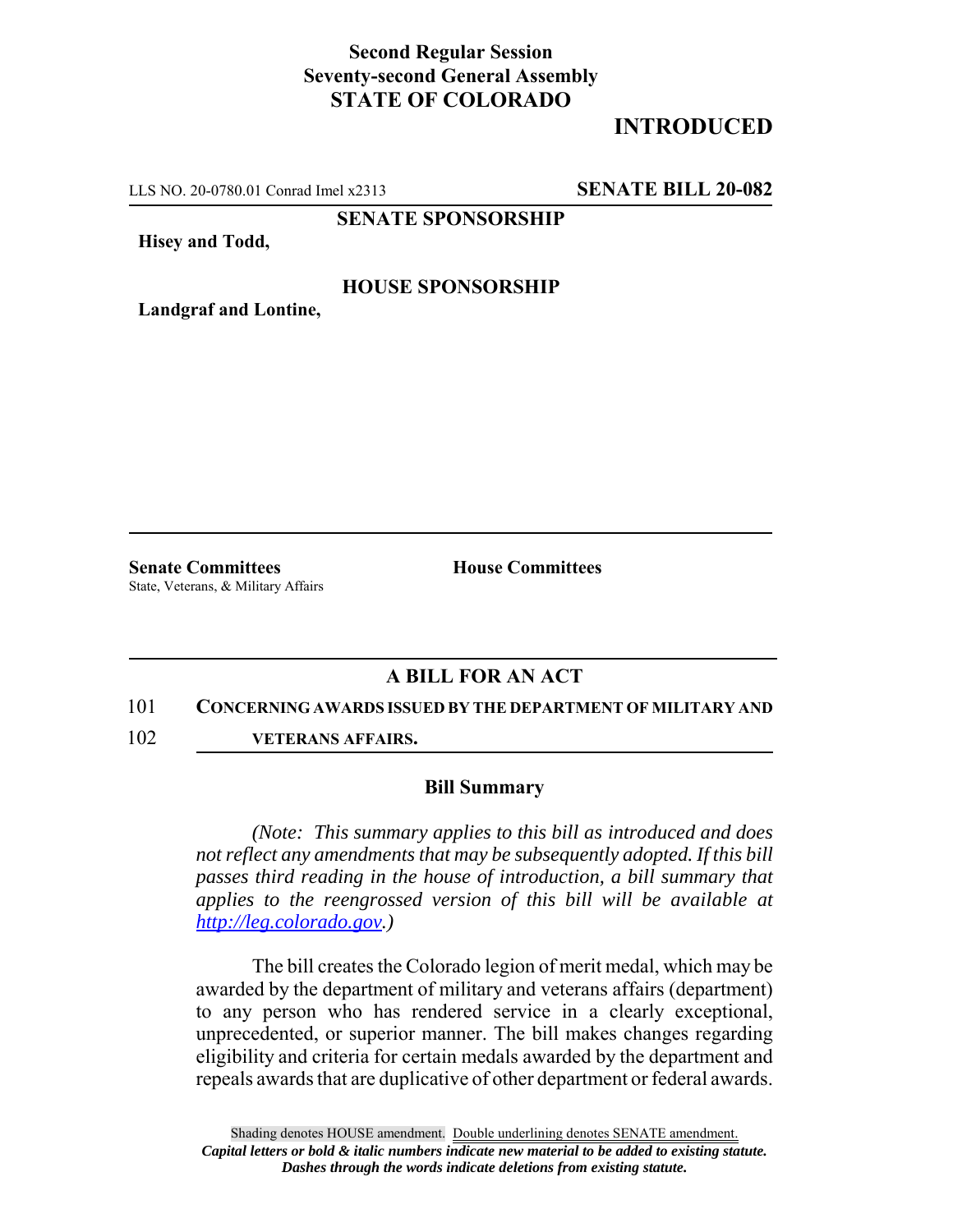**Second Regular Session**
**Seventy-second General Assembly**
**STATE OF COLORADO**

# INTRODUCED

LLS NO. 20-0780.01 Conrad Imel x2313 **SENATE BILL 20-082**

**SENATE SPONSORSHIP**

**Hisey and Todd,**

**HOUSE SPONSORSHIP**

**Landgraf and Lontine,**

**Senate Committees**
State, Veterans, & Military Affairs

**House Committees**

## A BILL FOR AN ACT

101 **CONCERNING AWARDS ISSUED BY THE DEPARTMENT OF MILITARY AND**
102 **VETERANS AFFAIRS.**

### Bill Summary

*(Note: This summary applies to this bill as introduced and does not reflect any amendments that may be subsequently adopted. If this bill passes third reading in the house of introduction, a bill summary that applies to the reengrossed version of this bill will be available at http://leg.colorado.gov.)*

The bill creates the Colorado legion of merit medal, which may be awarded by the department of military and veterans affairs (department) to any person who has rendered service in a clearly exceptional, unprecedented, or superior manner. The bill makes changes regarding eligibility and criteria for certain medals awarded by the department and repeals awards that are duplicative of other department or federal awards.

Shading denotes HOUSE amendment. Double underlining denotes SENATE amendment.
***Capital letters or bold & italic numbers indicate new material to be added to existing statute.***
***Dashes through the words indicate deletions from existing statute.***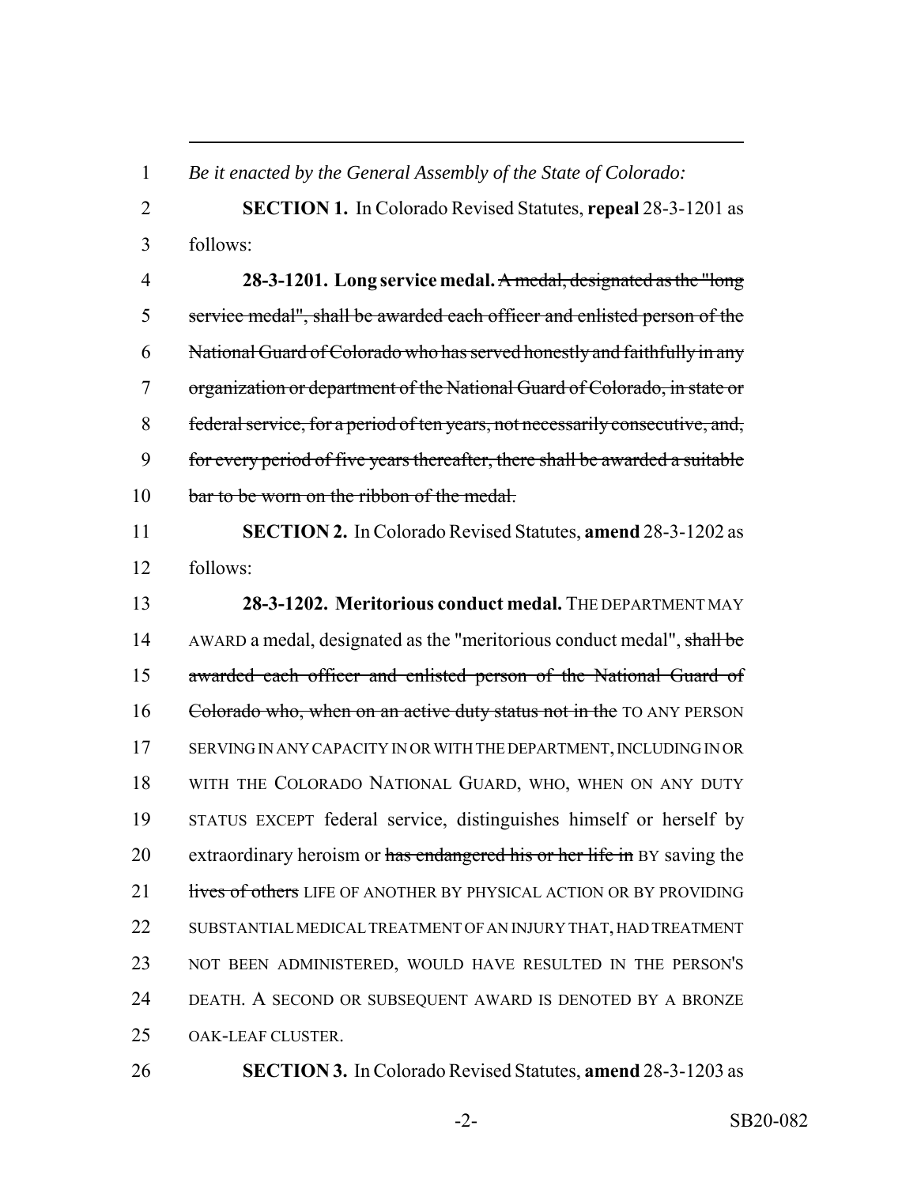*Be it enacted by the General Assembly of the State of Colorado:*

**SECTION 1.** In Colorado Revised Statutes, **repeal** 28-3-1201 as follows:

**28-3-1201. Long service medal.** ~~A medal, designated as the "long service medal", shall be awarded each officer and enlisted person of the National Guard of Colorado who has served honestly and faithfully in any organization or department of the National Guard of Colorado, in state or federal service, for a period of ten years, not necessarily consecutive, and, for every period of five years thereafter, there shall be awarded a suitable bar to be worn on the ribbon of the medal.~~

**SECTION 2.** In Colorado Revised Statutes, **amend** 28-3-1202 as follows:

**28-3-1202. Meritorious conduct medal.** THE DEPARTMENT MAY AWARD a medal, designated as the "meritorious conduct medal", ~~shall be awarded each officer and enlisted person of the National Guard of Colorado who, when on an active duty status not in the~~ TO ANY PERSON SERVING IN ANY CAPACITY IN OR WITH THE DEPARTMENT, INCLUDING IN OR WITH THE COLORADO NATIONAL GUARD, WHO, WHEN ON ANY DUTY STATUS EXCEPT federal service, distinguishes himself or herself by extraordinary heroism or ~~has endangered his or her life in~~ BY saving the ~~lives of others~~ LIFE OF ANOTHER BY PHYSICAL ACTION OR BY PROVIDING SUBSTANTIAL MEDICAL TREATMENT OF AN INJURY THAT, HAD TREATMENT NOT BEEN ADMINISTERED, WOULD HAVE RESULTED IN THE PERSON'S DEATH. A SECOND OR SUBSEQUENT AWARD IS DENOTED BY A BRONZE OAK-LEAF CLUSTER.

**SECTION 3.** In Colorado Revised Statutes, **amend** 28-3-1203 as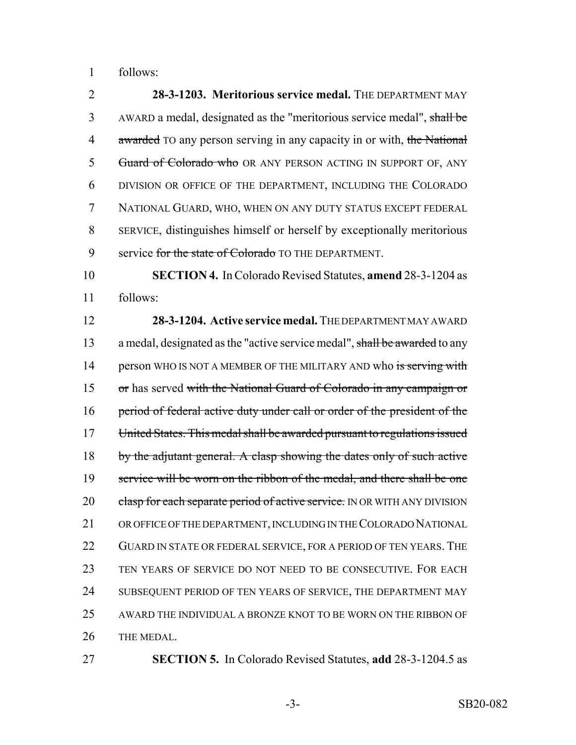follows:

**28-3-1203. Meritorious service medal.** THE DEPARTMENT MAY AWARD a medal, designated as the "meritorious service medal", ~~shall be awarded~~ TO any person serving in any capacity in or with, ~~the National Guard of Colorado who~~ OR ANY PERSON ACTING IN SUPPORT OF, ANY DIVISION OR OFFICE OF THE DEPARTMENT, INCLUDING THE COLORADO NATIONAL GUARD, WHO, WHEN ON ANY DUTY STATUS EXCEPT FEDERAL SERVICE, distinguishes himself or herself by exceptionally meritorious service ~~for the state of Colorado~~ TO THE DEPARTMENT.

**SECTION 4.** In Colorado Revised Statutes, **amend** 28-3-1204 as follows:

**28-3-1204. Active service medal.** THE DEPARTMENT MAY AWARD a medal, designated as the "active service medal", ~~shall be awarded~~ to any person WHO IS NOT A MEMBER OF THE MILITARY AND who ~~is serving with or~~ has served ~~with the National Guard of Colorado in any campaign or period of federal active duty under call or order of the president of the United States. This medal shall be awarded pursuant to regulations issued by the adjutant general. A clasp showing the dates only of such active service will be worn on the ribbon of the medal, and there shall be one clasp for each separate period of active service.~~ IN OR WITH ANY DIVISION OR OFFICE OF THE DEPARTMENT, INCLUDING IN THE COLORADO NATIONAL GUARD IN STATE OR FEDERAL SERVICE, FOR A PERIOD OF TEN YEARS. THE TEN YEARS OF SERVICE DO NOT NEED TO BE CONSECUTIVE. FOR EACH SUBSEQUENT PERIOD OF TEN YEARS OF SERVICE, THE DEPARTMENT MAY AWARD THE INDIVIDUAL A BRONZE KNOT TO BE WORN ON THE RIBBON OF THE MEDAL.

**SECTION 5.** In Colorado Revised Statutes, **add** 28-3-1204.5 as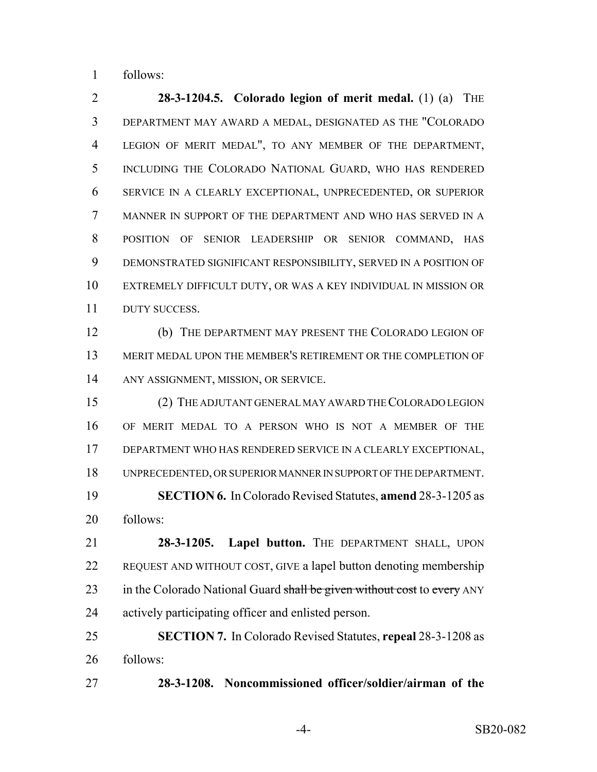follows:

**28-3-1204.5. Colorado legion of merit medal.** (1) (a) THE DEPARTMENT MAY AWARD A MEDAL, DESIGNATED AS THE "COLORADO LEGION OF MERIT MEDAL", TO ANY MEMBER OF THE DEPARTMENT, INCLUDING THE COLORADO NATIONAL GUARD, WHO HAS RENDERED SERVICE IN A CLEARLY EXCEPTIONAL, UNPRECEDENTED, OR SUPERIOR MANNER IN SUPPORT OF THE DEPARTMENT AND WHO HAS SERVED IN A POSITION OF SENIOR LEADERSHIP OR SENIOR COMMAND, HAS DEMONSTRATED SIGNIFICANT RESPONSIBILITY, SERVED IN A POSITION OF EXTREMELY DIFFICULT DUTY, OR WAS A KEY INDIVIDUAL IN MISSION OR DUTY SUCCESS.

(b) THE DEPARTMENT MAY PRESENT THE COLORADO LEGION OF MERIT MEDAL UPON THE MEMBER'S RETIREMENT OR THE COMPLETION OF ANY ASSIGNMENT, MISSION, OR SERVICE.

(2) THE ADJUTANT GENERAL MAY AWARD THE COLORADO LEGION OF MERIT MEDAL TO A PERSON WHO IS NOT A MEMBER OF THE DEPARTMENT WHO HAS RENDERED SERVICE IN A CLEARLY EXCEPTIONAL, UNPRECEDENTED, OR SUPERIOR MANNER IN SUPPORT OF THE DEPARTMENT.

**SECTION 6.** In Colorado Revised Statutes, **amend** 28-3-1205 as follows:

**28-3-1205. Lapel button.** THE DEPARTMENT SHALL, UPON REQUEST AND WITHOUT COST, GIVE a lapel button denoting membership in the Colorado National Guard ~~shall be given without cost~~ to ~~every~~ ANY actively participating officer and enlisted person.

**SECTION 7.** In Colorado Revised Statutes, **repeal** 28-3-1208 as follows:

**28-3-1208. Noncommissioned officer/soldier/airman of the**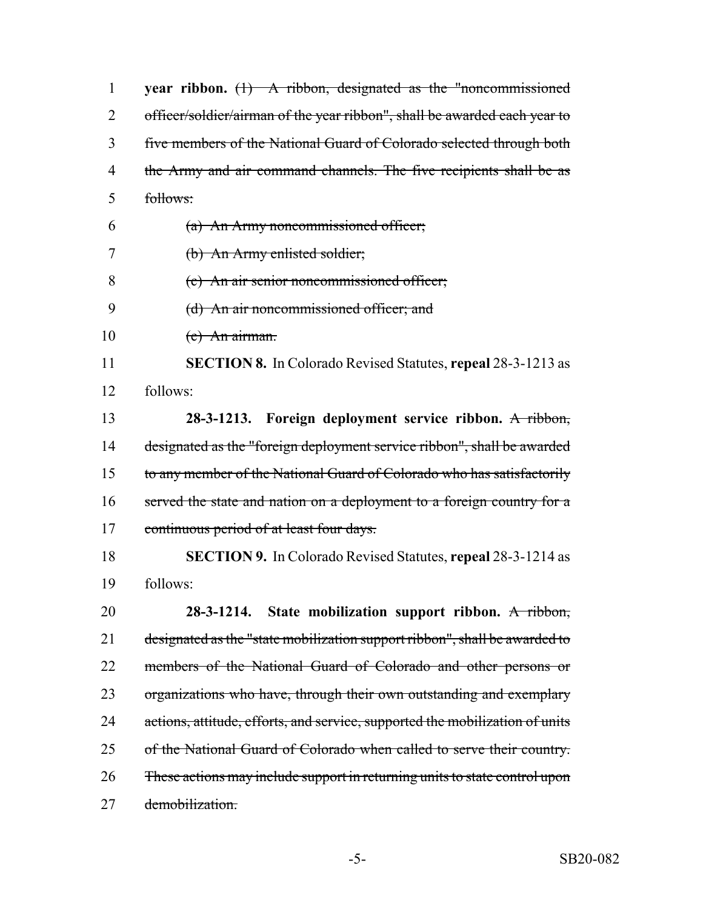**year ribbon.** ~~(1) A ribbon, designated as the "noncommissioned officer/soldier/airman of the year ribbon", shall be awarded each year to five members of the National Guard of Colorado selected through both the Army and air command channels. The five recipients shall be as follows:~~

~~(a) An Army noncommissioned officer;~~

~~(b) An Army enlisted soldier;~~

~~(c) An air senior noncommissioned officer;~~

~~(d) An air noncommissioned officer; and~~

~~(e) An airman.~~

**SECTION 8.** In Colorado Revised Statutes, **repeal** 28-3-1213 as follows:

**28-3-1213. Foreign deployment service ribbon.** ~~A ribbon, designated as the "foreign deployment service ribbon", shall be awarded to any member of the National Guard of Colorado who has satisfactorily served the state and nation on a deployment to a foreign country for a continuous period of at least four days.~~

**SECTION 9.** In Colorado Revised Statutes, **repeal** 28-3-1214 as follows:

**28-3-1214. State mobilization support ribbon.** ~~A ribbon, designated as the "state mobilization support ribbon", shall be awarded to members of the National Guard of Colorado and other persons or organizations who have, through their own outstanding and exemplary actions, attitude, efforts, and service, supported the mobilization of units of the National Guard of Colorado when called to serve their country. These actions may include support in returning units to state control upon demobilization.~~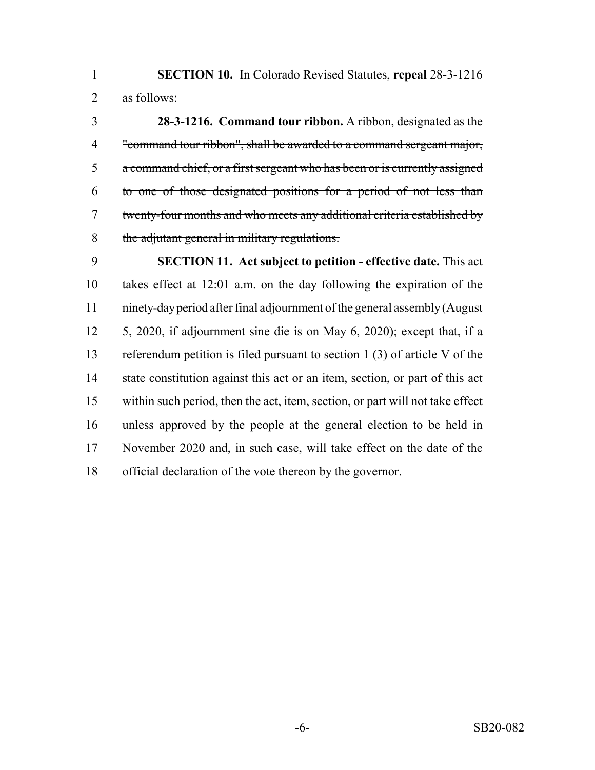**SECTION 10.** In Colorado Revised Statutes, **repeal** 28-3-1216 as follows:

**28-3-1216. Command tour ribbon.** ~~A ribbon, designated as the "command tour ribbon", shall be awarded to a command sergeant major, a command chief, or a first sergeant who has been or is currently assigned to one of those designated positions for a period of not less than twenty-four months and who meets any additional criteria established by the adjutant general in military regulations.~~

**SECTION 11. Act subject to petition - effective date.** This act takes effect at 12:01 a.m. on the day following the expiration of the ninety-day period after final adjournment of the general assembly (August 5, 2020, if adjournment sine die is on May 6, 2020); except that, if a referendum petition is filed pursuant to section 1 (3) of article V of the state constitution against this act or an item, section, or part of this act within such period, then the act, item, section, or part will not take effect unless approved by the people at the general election to be held in November 2020 and, in such case, will take effect on the date of the official declaration of the vote thereon by the governor.